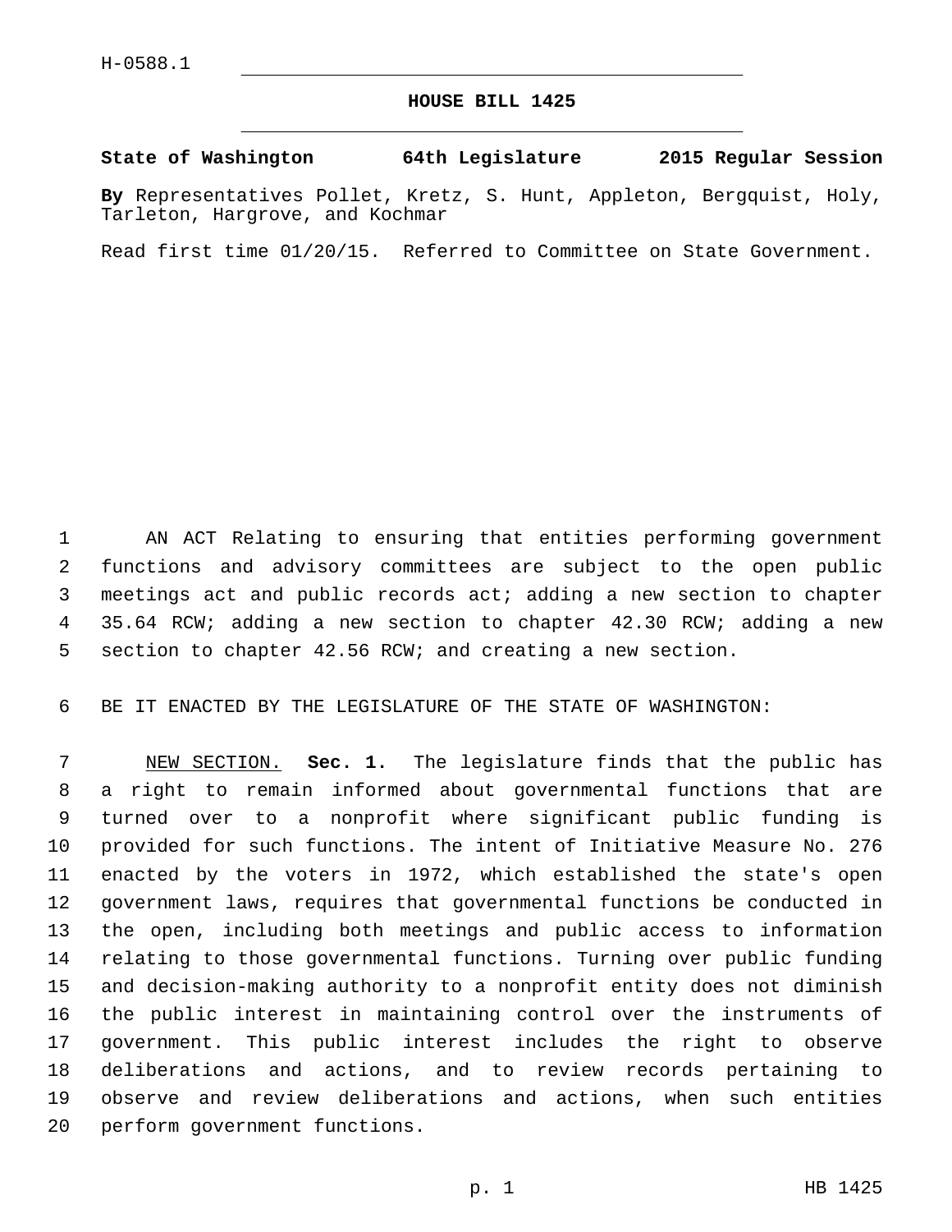H-0588.1

# HOUSE BILL 1425

**State of Washington 64th Legislature 2015 Regular Session**

**By** Representatives Pollet, Kretz, S. Hunt, Appleton, Bergquist, Holy, Tarleton, Hargrove, and Kochmar

Read first time 01/20/15. Referred to Committee on State Government.

AN ACT Relating to ensuring that entities performing government functions and advisory committees are subject to the open public meetings act and public records act; adding a new section to chapter 35.64 RCW; adding a new section to chapter 42.30 RCW; adding a new section to chapter 42.56 RCW; and creating a new section.

BE IT ENACTED BY THE LEGISLATURE OF THE STATE OF WASHINGTON:

NEW SECTION. **Sec. 1.** The legislature finds that the public has a right to remain informed about governmental functions that are turned over to a nonprofit where significant public funding is provided for such functions. The intent of Initiative Measure No. 276 enacted by the voters in 1972, which established the state's open government laws, requires that governmental functions be conducted in the open, including both meetings and public access to information relating to those governmental functions. Turning over public funding and decision-making authority to a nonprofit entity does not diminish the public interest in maintaining control over the instruments of government. This public interest includes the right to observe deliberations and actions, and to review records pertaining to observe and review deliberations and actions, when such entities perform government functions.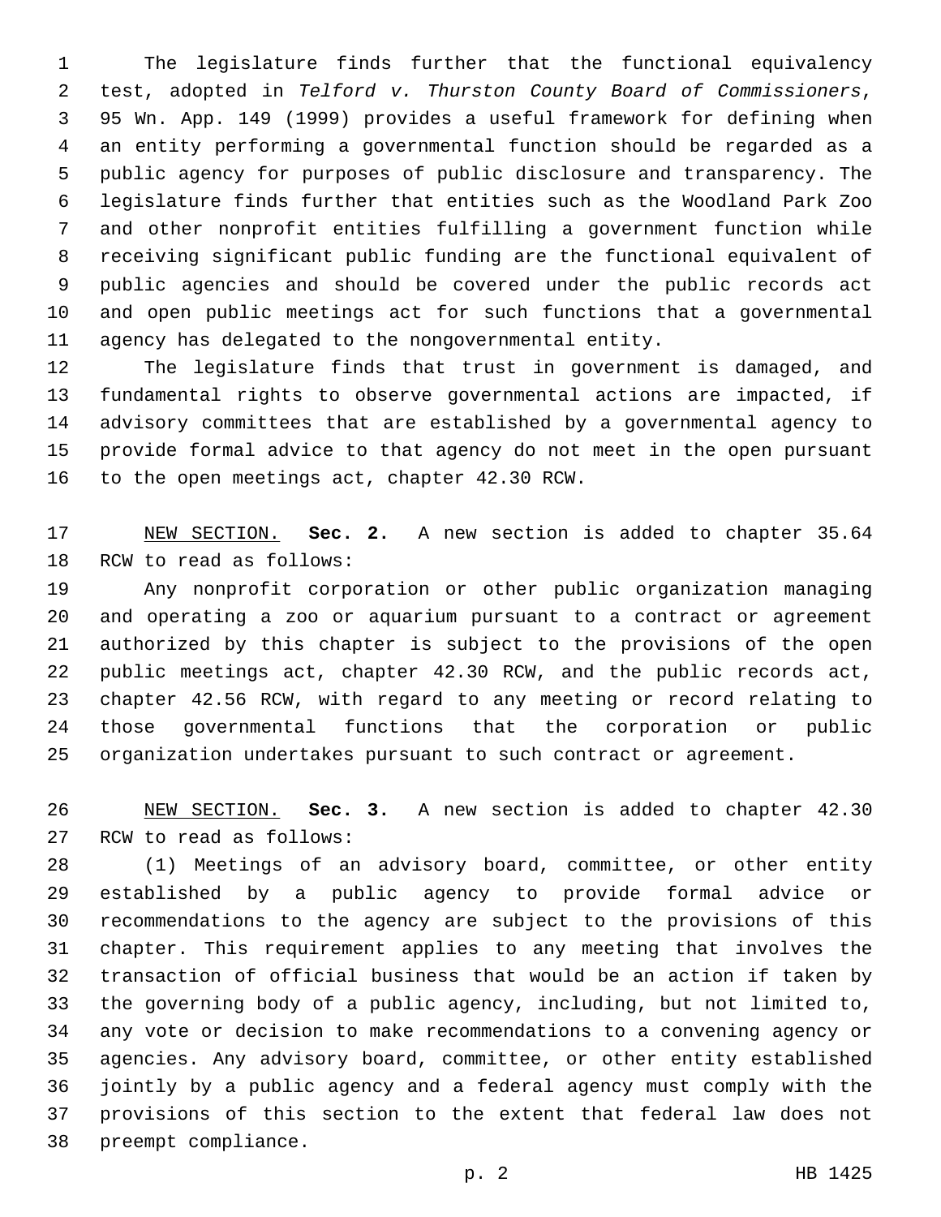The legislature finds further that the functional equivalency test, adopted in *Telford v. Thurston County Board of Commissioners*, 95 Wn. App. 149 (1999) provides a useful framework for defining when an entity performing a governmental function should be regarded as a public agency for purposes of public disclosure and transparency. The legislature finds further that entities such as the Woodland Park Zoo and other nonprofit entities fulfilling a government function while receiving significant public funding are the functional equivalent of public agencies and should be covered under the public records act and open public meetings act for such functions that a governmental agency has delegated to the nongovernmental entity.

The legislature finds that trust in government is damaged, and fundamental rights to observe governmental actions are impacted, if advisory committees that are established by a governmental agency to provide formal advice to that agency do not meet in the open pursuant to the open meetings act, chapter 42.30 RCW.

NEW SECTION. **Sec. 2.** A new section is added to chapter 35.64 RCW to read as follows:

Any nonprofit corporation or other public organization managing and operating a zoo or aquarium pursuant to a contract or agreement authorized by this chapter is subject to the provisions of the open public meetings act, chapter 42.30 RCW, and the public records act, chapter 42.56 RCW, with regard to any meeting or record relating to those governmental functions that the corporation or public organization undertakes pursuant to such contract or agreement.

NEW SECTION. **Sec. 3.** A new section is added to chapter 42.30 RCW to read as follows:

(1) Meetings of an advisory board, committee, or other entity established by a public agency to provide formal advice or recommendations to the agency are subject to the provisions of this chapter. This requirement applies to any meeting that involves the transaction of official business that would be an action if taken by the governing body of a public agency, including, but not limited to, any vote or decision to make recommendations to a convening agency or agencies. Any advisory board, committee, or other entity established jointly by a public agency and a federal agency must comply with the provisions of this section to the extent that federal law does not preempt compliance.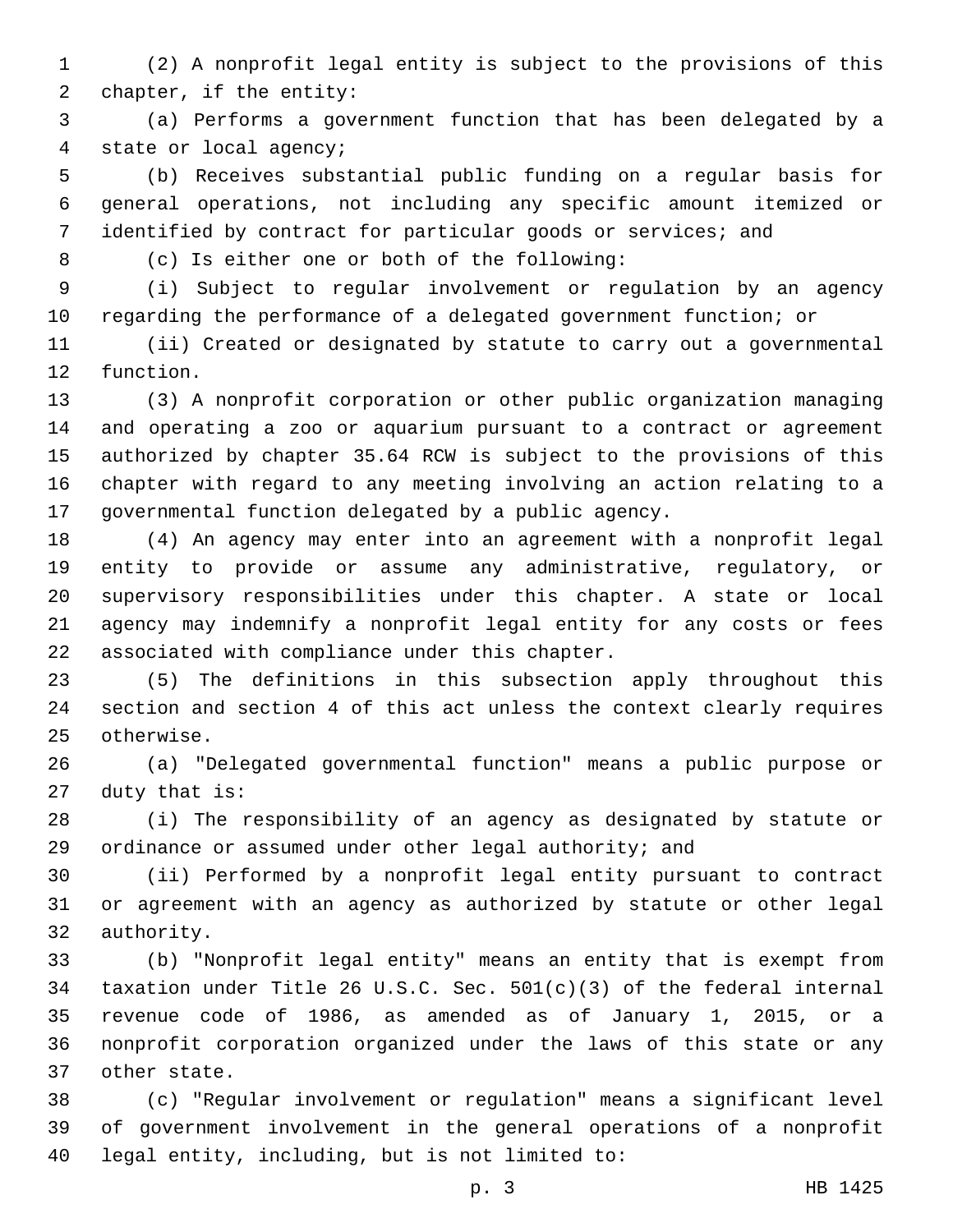(2) A nonprofit legal entity is subject to the provisions of this chapter, if the entity:

(a) Performs a government function that has been delegated by a state or local agency;

(b) Receives substantial public funding on a regular basis for general operations, not including any specific amount itemized or identified by contract for particular goods or services; and

(c) Is either one or both of the following:

(i) Subject to regular involvement or regulation by an agency regarding the performance of a delegated government function; or

(ii) Created or designated by statute to carry out a governmental function.

(3) A nonprofit corporation or other public organization managing and operating a zoo or aquarium pursuant to a contract or agreement authorized by chapter 35.64 RCW is subject to the provisions of this chapter with regard to any meeting involving an action relating to a governmental function delegated by a public agency.

(4) An agency may enter into an agreement with a nonprofit legal entity to provide or assume any administrative, regulatory, or supervisory responsibilities under this chapter. A state or local agency may indemnify a nonprofit legal entity for any costs or fees associated with compliance under this chapter.

(5) The definitions in this subsection apply throughout this section and section 4 of this act unless the context clearly requires otherwise.

(a) "Delegated governmental function" means a public purpose or duty that is:

(i) The responsibility of an agency as designated by statute or ordinance or assumed under other legal authority; and

(ii) Performed by a nonprofit legal entity pursuant to contract or agreement with an agency as authorized by statute or other legal authority.

(b) "Nonprofit legal entity" means an entity that is exempt from taxation under Title 26 U.S.C. Sec. 501(c)(3) of the federal internal revenue code of 1986, as amended as of January 1, 2015, or a nonprofit corporation organized under the laws of this state or any other state.

(c) "Regular involvement or regulation" means a significant level of government involvement in the general operations of a nonprofit legal entity, including, but is not limited to: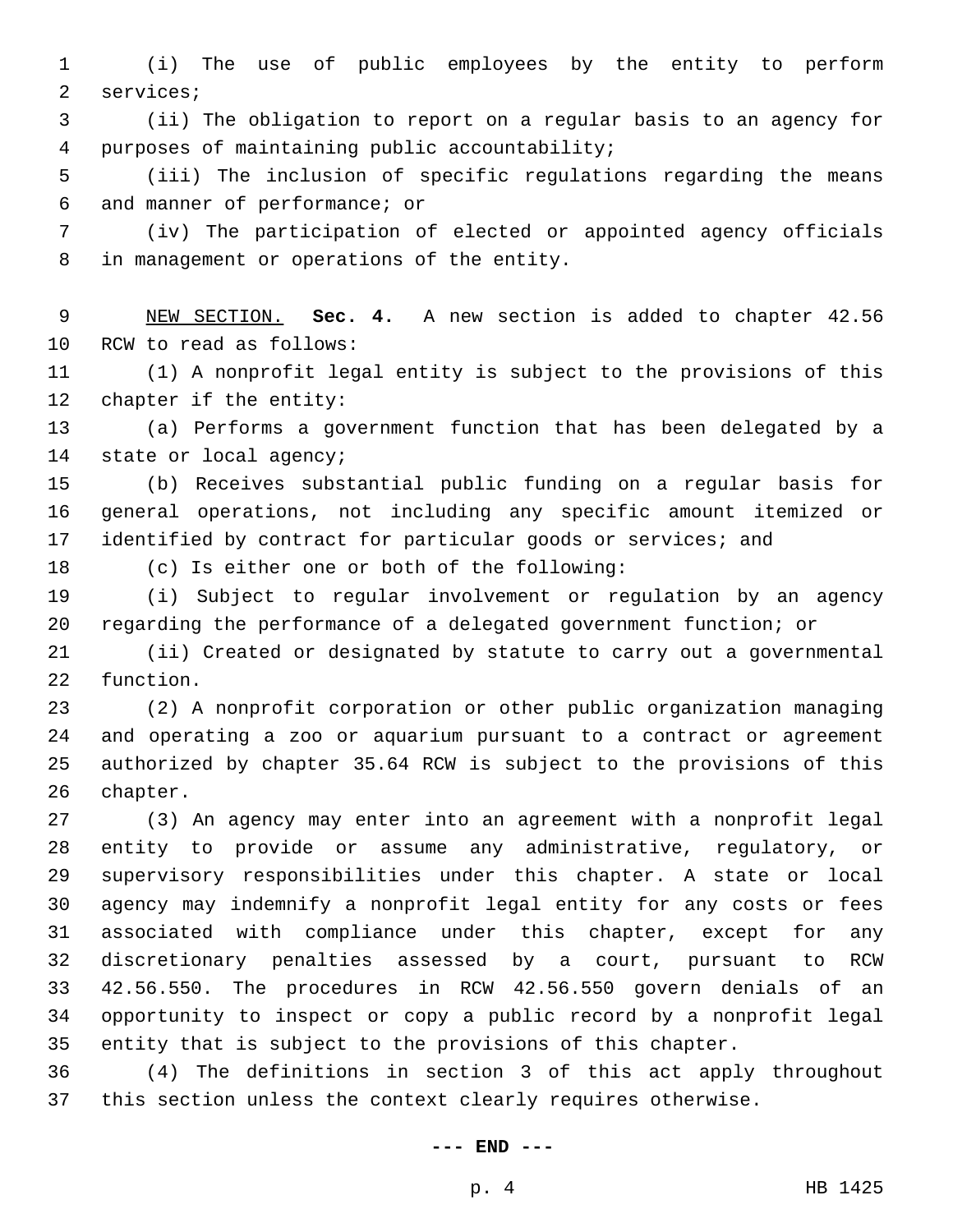(i) The use of public employees by the entity to perform services;

(ii) The obligation to report on a regular basis to an agency for purposes of maintaining public accountability;

(iii) The inclusion of specific regulations regarding the means and manner of performance; or

(iv) The participation of elected or appointed agency officials in management or operations of the entity.

NEW SECTION. **Sec. 4.** A new section is added to chapter 42.56 RCW to read as follows:

(1) A nonprofit legal entity is subject to the provisions of this chapter if the entity:

(a) Performs a government function that has been delegated by a state or local agency;

(b) Receives substantial public funding on a regular basis for general operations, not including any specific amount itemized or identified by contract for particular goods or services; and

(c) Is either one or both of the following:

(i) Subject to regular involvement or regulation by an agency regarding the performance of a delegated government function; or

(ii) Created or designated by statute to carry out a governmental function.

(2) A nonprofit corporation or other public organization managing and operating a zoo or aquarium pursuant to a contract or agreement authorized by chapter 35.64 RCW is subject to the provisions of this chapter.

(3) An agency may enter into an agreement with a nonprofit legal entity to provide or assume any administrative, regulatory, or supervisory responsibilities under this chapter. A state or local agency may indemnify a nonprofit legal entity for any costs or fees associated with compliance under this chapter, except for any discretionary penalties assessed by a court, pursuant to RCW 42.56.550. The procedures in RCW 42.56.550 govern denials of an opportunity to inspect or copy a public record by a nonprofit legal entity that is subject to the provisions of this chapter.

(4) The definitions in section 3 of this act apply throughout this section unless the context clearly requires otherwise.

**--- END ---**